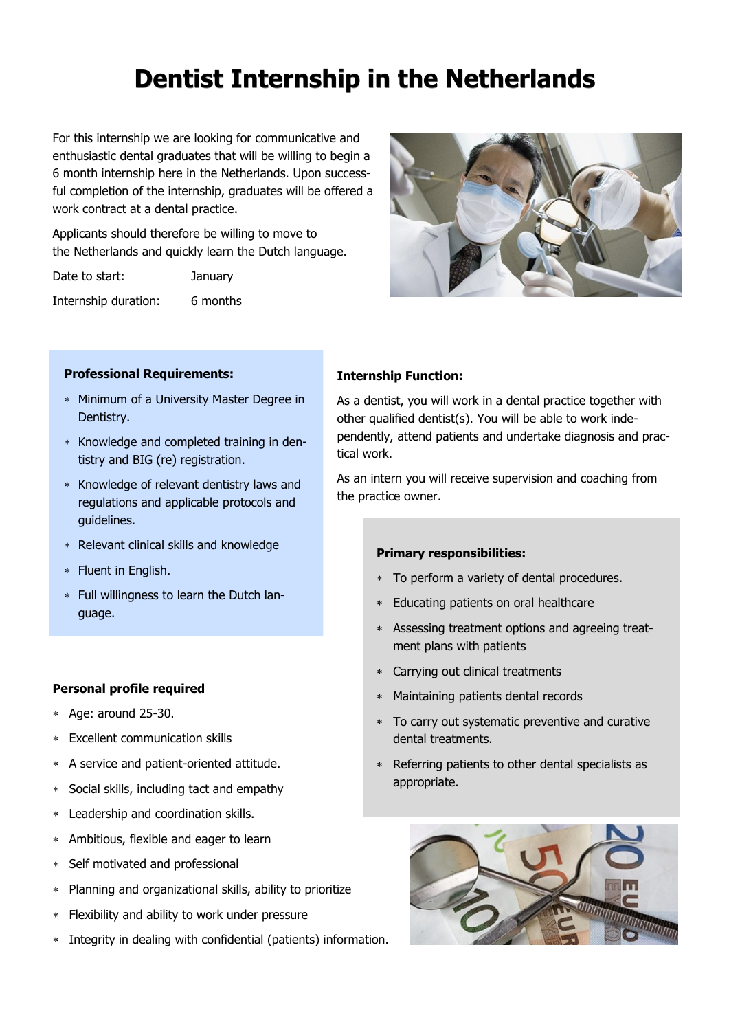# Dentist Internship in the Netherlands

For this internship we are looking for communicative and enthusiastic dental graduates that will be willing to begin a 6 month internship here in the Netherlands. Upon successful completion of the internship, graduates will be offered a work contract at a dental practice.

Applicants should therefore be willing to move to the Netherlands and quickly learn the Dutch language.

| Date to start: | January |
| --- | --- |
| Internship duration: | 6 months |

**Professional Requirements:**

- Minimum of a University Master Degree in Dentistry.
- Knowledge and completed training in dentistry and BIG (re) registration.
- Knowledge of relevant dentistry laws and regulations and applicable protocols and guidelines.
- Relevant clinical skills and knowledge
- Fluent in English.
- Full willingness to learn the Dutch language.

**Personal profile required**

- Age: around 25-30.
- Excellent communication skills
- A service and patient-oriented attitude.
- Social skills, including tact and empathy
- Leadership and coordination skills.
- Ambitious, flexible and eager to learn
- Self motivated and professional
- Planning and organizational skills, ability to prioritize
- Flexibility and ability to work under pressure
- Integrity in dealing with confidential (patients) information.

**Internship Function:**

As a dentist, you will work in a dental practice together with other qualified dentist(s). You will be able to work independently, attend patients and undertake diagnosis and practical work.

As an intern you will receive supervision and coaching from the practice owner.

**Primary responsibilities:**

- To perform a variety of dental procedures.
- Educating patients on oral healthcare
- Assessing treatment options and agreeing treatment plans with patients
- Carrying out clinical treatments
- Maintaining patients dental records
- To carry out systematic preventive and curative dental treatments.
- Referring patients to other dental specialists as appropriate.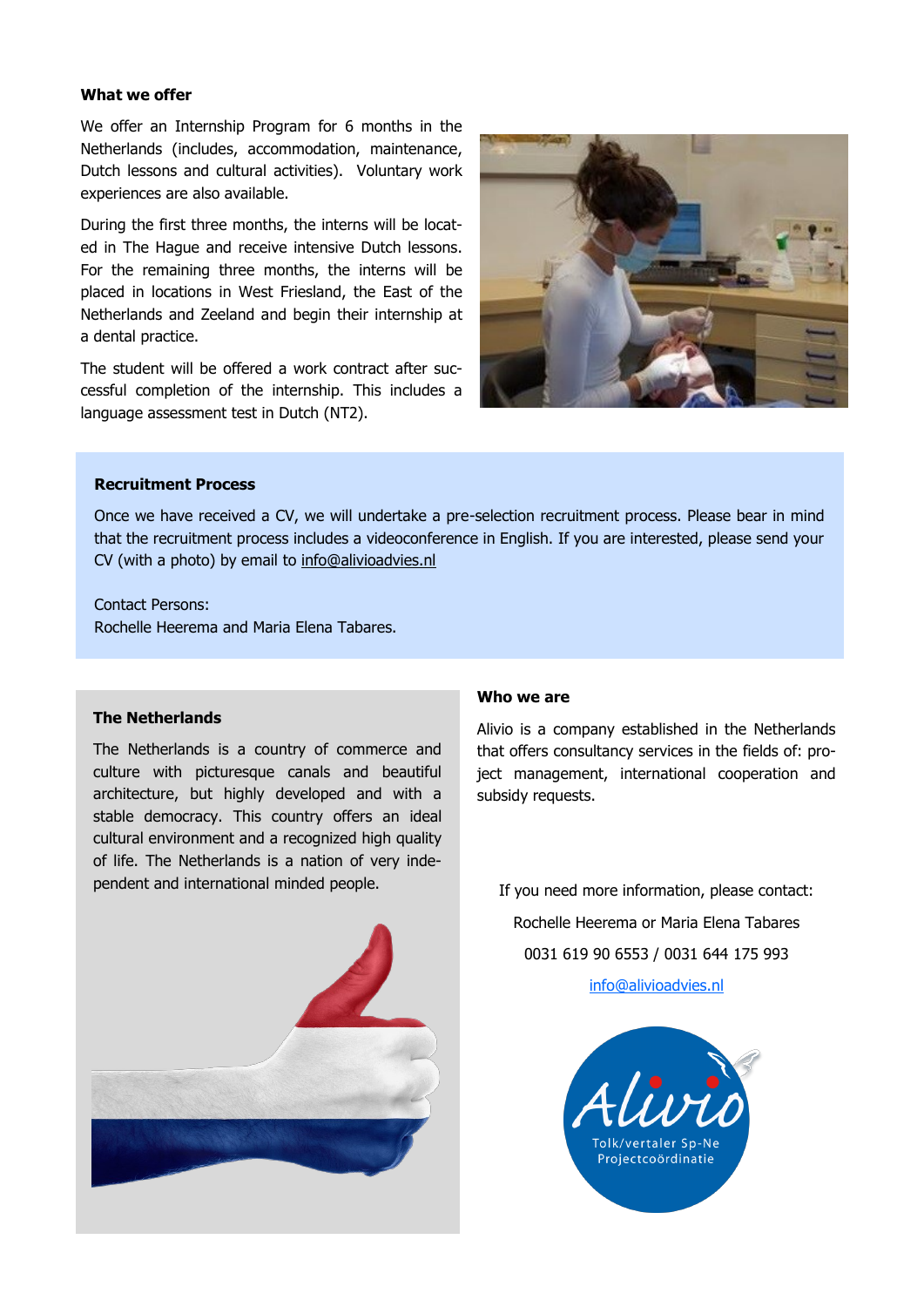### What we offer

We offer an Internship Program for 6 months in the Netherlands (includes, accommodation, maintenance, Dutch lessons and cultural activities). Voluntary work experiences are also available.

During the first three months, the interns will be located in The Hague and receive intensive Dutch lessons. For the remaining three months, the interns will be placed in locations in West Friesland, the East of the Netherlands and Zeeland and begin their internship at a dental practice.

The student will be offered a work contract after successful completion of the internship. This includes a language assessment test in Dutch (NT2).

### Recruitment Process

Once we have received a CV, we will undertake a pre-selection recruitment process. Please bear in mind that the recruitment process includes a videoconference in English. If you are interested, please send your CV (with a photo) by email to info@alivioadvies.nl

Contact Persons:
Rochelle Heerema and Maria Elena Tabares.

### The Netherlands

The Netherlands is a country of commerce and culture with picturesque canals and beautiful architecture, but highly developed and with a stable democracy. This country offers an ideal cultural environment and a recognized high quality of life. The Netherlands is a nation of very independent and international minded people.

### Who we are

Alivio is a company established in the Netherlands that offers consultancy services in the fields of: project management, international cooperation and subsidy requests.

If you need more information, please contact:

Rochelle Heerema or Maria Elena Tabares

0031 619 90 6553 / 0031 644 175 993

info@alivioadvies.nl

Alivio
Tolk/vertaler Sp-Ne
Projectcoördinatie